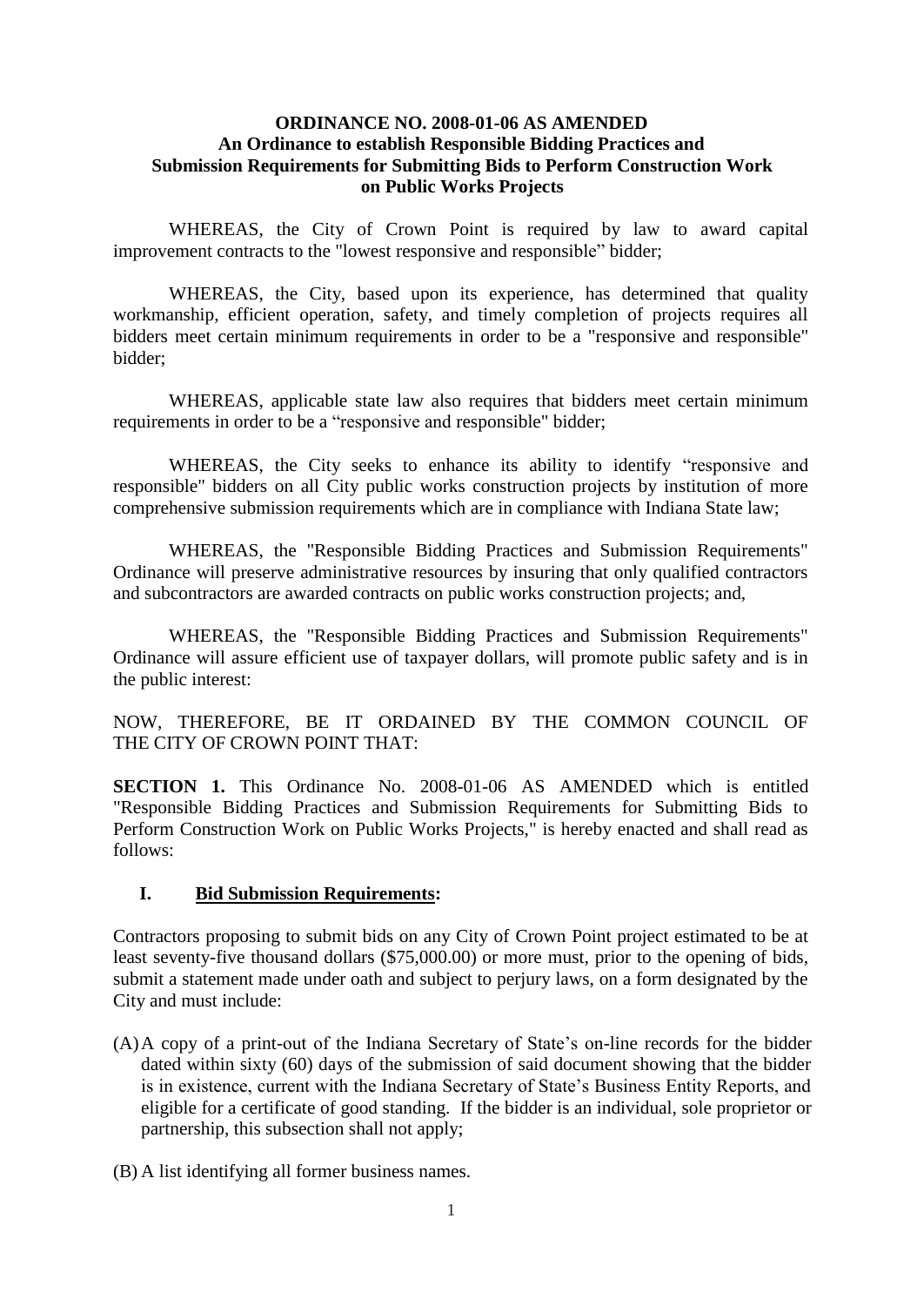**ORDINANCE NO. 2008-01-06 AS AMENDED**
**An Ordinance to establish Responsible Bidding Practices and Submission Requirements for Submitting Bids to Perform Construction Work on Public Works Projects**

WHEREAS, the City of Crown Point is required by law to award capital improvement contracts to the "lowest responsive and responsible" bidder;

WHEREAS, the City, based upon its experience, has determined that quality workmanship, efficient operation, safety, and timely completion of projects requires all bidders meet certain minimum requirements in order to be a "responsive and responsible" bidder;

WHEREAS, applicable state law also requires that bidders meet certain minimum requirements in order to be a "responsive and responsible" bidder;

WHEREAS, the City seeks to enhance its ability to identify "responsive and responsible" bidders on all City public works construction projects by institution of more comprehensive submission requirements which are in compliance with Indiana State law;

WHEREAS, the "Responsible Bidding Practices and Submission Requirements" Ordinance will preserve administrative resources by insuring that only qualified contractors and subcontractors are awarded contracts on public works construction projects; and,

WHEREAS, the "Responsible Bidding Practices and Submission Requirements" Ordinance will assure efficient use of taxpayer dollars, will promote public safety and is in the public interest:

NOW, THEREFORE, BE IT ORDAINED BY THE COMMON COUNCIL OF THE CITY OF CROWN POINT THAT:

**SECTION 1.** This Ordinance No. 2008-01-06 AS AMENDED which is entitled "Responsible Bidding Practices and Submission Requirements for Submitting Bids to Perform Construction Work on Public Works Projects," is hereby enacted and shall read as follows:

## I. Bid Submission Requirements:

Contractors proposing to submit bids on any City of Crown Point project estimated to be at least seventy-five thousand dollars ($75,000.00) or more must, prior to the opening of bids, submit a statement made under oath and subject to perjury laws, on a form designated by the City and must include:

(A) A copy of a print-out of the Indiana Secretary of State's on-line records for the bidder dated within sixty (60) days of the submission of said document showing that the bidder is in existence, current with the Indiana Secretary of State's Business Entity Reports, and eligible for a certificate of good standing. If the bidder is an individual, sole proprietor or partnership, this subsection shall not apply;

(B) A list identifying all former business names.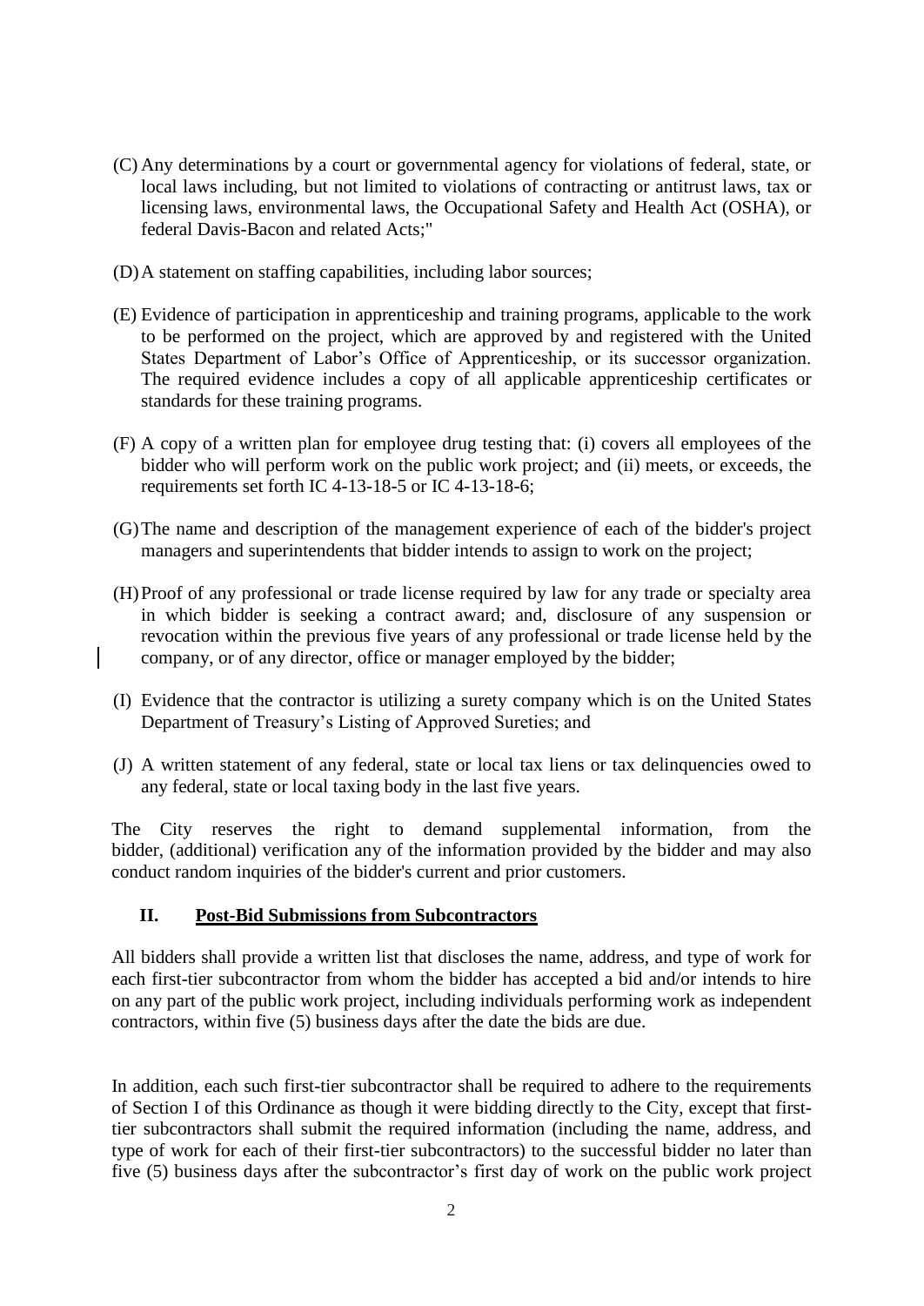(C) Any determinations by a court or governmental agency for violations of federal, state, or local laws including, but not limited to violations of contracting or antitrust laws, tax or licensing laws, environmental laws, the Occupational Safety and Health Act (OSHA), or federal Davis-Bacon and related Acts;"

(D) A statement on staffing capabilities, including labor sources;

(E) Evidence of participation in apprenticeship and training programs, applicable to the work to be performed on the project, which are approved by and registered with the United States Department of Labor's Office of Apprenticeship, or its successor organization. The required evidence includes a copy of all applicable apprenticeship certificates or standards for these training programs.

(F) A copy of a written plan for employee drug testing that: (i) covers all employees of the bidder who will perform work on the public work project; and (ii) meets, or exceeds, the requirements set forth IC 4-13-18-5 or IC 4-13-18-6;

(G) The name and description of the management experience of each of the bidder's project managers and superintendents that bidder intends to assign to work on the project;

(H) Proof of any professional or trade license required by law for any trade or specialty area in which bidder is seeking a contract award; and, disclosure of any suspension or revocation within the previous five years of any professional or trade license held by the company, or of any director, office or manager employed by the bidder;

(I) Evidence that the contractor is utilizing a surety company which is on the United States Department of Treasury's Listing of Approved Sureties; and

(J) A written statement of any federal, state or local tax liens or tax delinquencies owed to any federal, state or local taxing body in the last five years.

The City reserves the right to demand supplemental information, from the bidder, (additional) verification any of the information provided by the bidder and may also conduct random inquiries of the bidder's current and prior customers.

## II. Post-Bid Submissions from Subcontractors

All bidders shall provide a written list that discloses the name, address, and type of work for each first-tier subcontractor from whom the bidder has accepted a bid and/or intends to hire on any part of the public work project, including individuals performing work as independent contractors, within five (5) business days after the date the bids are due.

In addition, each such first-tier subcontractor shall be required to adhere to the requirements of Section I of this Ordinance as though it were bidding directly to the City, except that first-tier subcontractors shall submit the required information (including the name, address, and type of work for each of their first-tier subcontractors) to the successful bidder no later than five (5) business days after the subcontractor's first day of work on the public work project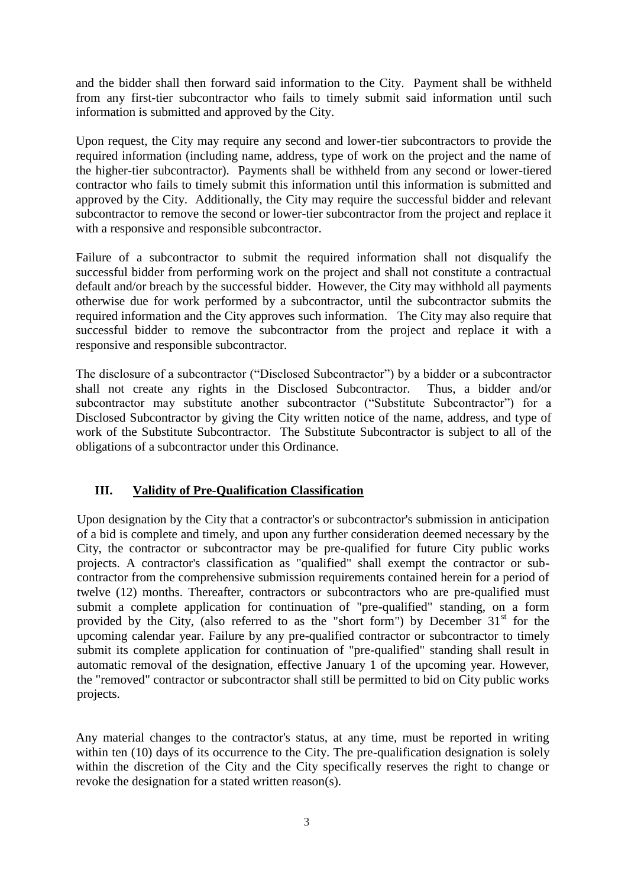and the bidder shall then forward said information to the City. Payment shall be withheld from any first-tier subcontractor who fails to timely submit said information until such information is submitted and approved by the City.

Upon request, the City may require any second and lower-tier subcontractors to provide the required information (including name, address, type of work on the project and the name of the higher-tier subcontractor). Payments shall be withheld from any second or lower-tiered contractor who fails to timely submit this information until this information is submitted and approved by the City. Additionally, the City may require the successful bidder and relevant subcontractor to remove the second or lower-tier subcontractor from the project and replace it with a responsive and responsible subcontractor.

Failure of a subcontractor to submit the required information shall not disqualify the successful bidder from performing work on the project and shall not constitute a contractual default and/or breach by the successful bidder. However, the City may withhold all payments otherwise due for work performed by a subcontractor, until the subcontractor submits the required information and the City approves such information. The City may also require that successful bidder to remove the subcontractor from the project and replace it with a responsive and responsible subcontractor.

The disclosure of a subcontractor ("Disclosed Subcontractor") by a bidder or a subcontractor shall not create any rights in the Disclosed Subcontractor. Thus, a bidder and/or subcontractor may substitute another subcontractor ("Substitute Subcontractor") for a Disclosed Subcontractor by giving the City written notice of the name, address, and type of work of the Substitute Subcontractor. The Substitute Subcontractor is subject to all of the obligations of a subcontractor under this Ordinance.

## III. Validity of Pre-Qualification Classification

Upon designation by the City that a contractor's or subcontractor's submission in anticipation of a bid is complete and timely, and upon any further consideration deemed necessary by the City, the contractor or subcontractor may be pre-qualified for future City public works projects. A contractor's classification as "qualified" shall exempt the contractor or sub-contractor from the comprehensive submission requirements contained herein for a period of twelve (12) months. Thereafter, contractors or subcontractors who are pre-qualified must submit a complete application for continuation of "pre-qualified" standing, on a form provided by the City, (also referred to as the "short form") by December 31st for the upcoming calendar year. Failure by any pre-qualified contractor or subcontractor to timely submit its complete application for continuation of "pre-qualified" standing shall result in automatic removal of the designation, effective January 1 of the upcoming year. However, the "removed" contractor or subcontractor shall still be permitted to bid on City public works projects.

Any material changes to the contractor's status, at any time, must be reported in writing within ten (10) days of its occurrence to the City. The pre-qualification designation is solely within the discretion of the City and the City specifically reserves the right to change or revoke the designation for a stated written reason(s).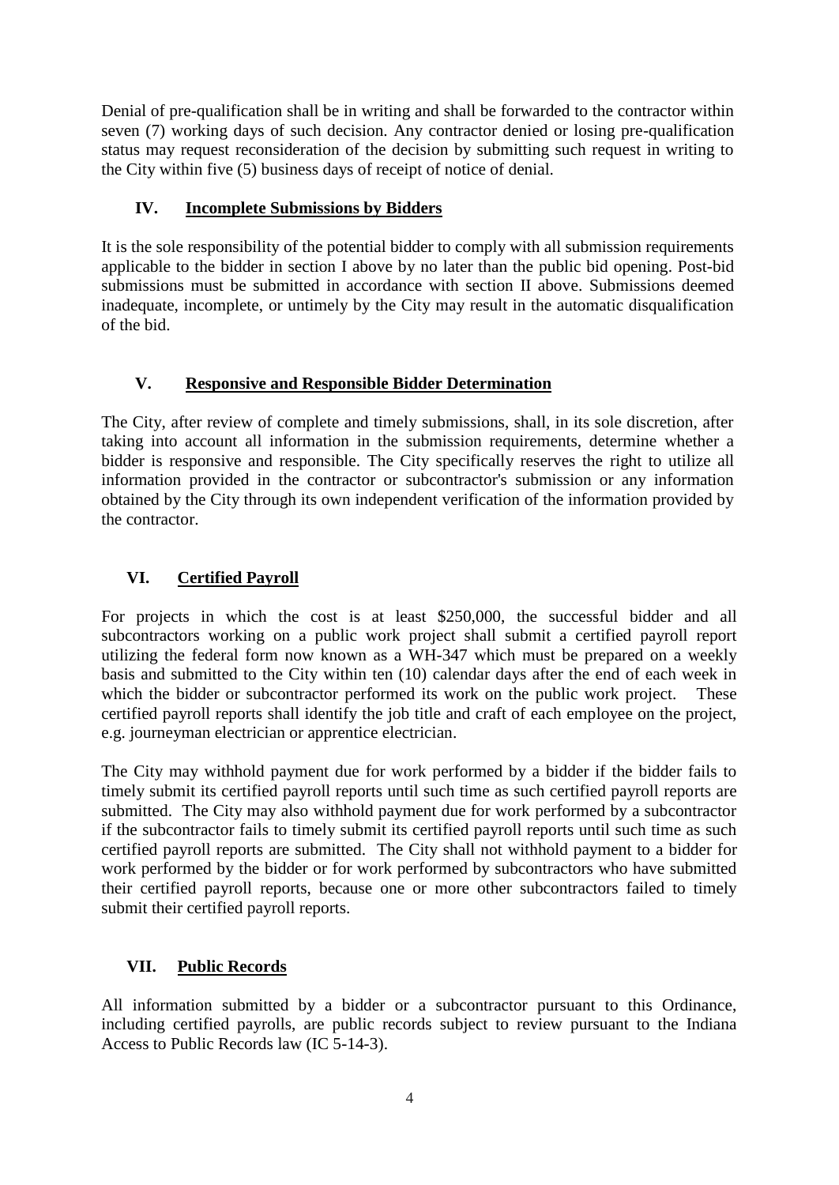Denial of pre-qualification shall be in writing and shall be forwarded to the contractor within seven (7) working days of such decision. Any contractor denied or losing pre-qualification status may request reconsideration of the decision by submitting such request in writing to the City within five (5) business days of receipt of notice of denial.

## IV. **Incomplete Submissions by Bidders**

It is the sole responsibility of the potential bidder to comply with all submission requirements applicable to the bidder in section I above by no later than the public bid opening. Post-bid submissions must be submitted in accordance with section II above. Submissions deemed inadequate, incomplete, or untimely by the City may result in the automatic disqualification of the bid.

## V. **Responsive and Responsible Bidder Determination**

The City, after review of complete and timely submissions, shall, in its sole discretion, after taking into account all information in the submission requirements, determine whether a bidder is responsive and responsible. The City specifically reserves the right to utilize all information provided in the contractor or subcontractor's submission or any information obtained by the City through its own independent verification of the information provided by the contractor.

## VI. **Certified Payroll**

For projects in which the cost is at least $250,000, the successful bidder and all subcontractors working on a public work project shall submit a certified payroll report utilizing the federal form now known as a WH-347 which must be prepared on a weekly basis and submitted to the City within ten (10) calendar days after the end of each week in which the bidder or subcontractor performed its work on the public work project. These certified payroll reports shall identify the job title and craft of each employee on the project, e.g. journeyman electrician or apprentice electrician.

The City may withhold payment due for work performed by a bidder if the bidder fails to timely submit its certified payroll reports until such time as such certified payroll reports are submitted. The City may also withhold payment due for work performed by a subcontractor if the subcontractor fails to timely submit its certified payroll reports until such time as such certified payroll reports are submitted. The City shall not withhold payment to a bidder for work performed by the bidder or for work performed by subcontractors who have submitted their certified payroll reports, because one or more other subcontractors failed to timely submit their certified payroll reports.

## VII. **Public Records**

All information submitted by a bidder or a subcontractor pursuant to this Ordinance, including certified payrolls, are public records subject to review pursuant to the Indiana Access to Public Records law (IC 5-14-3).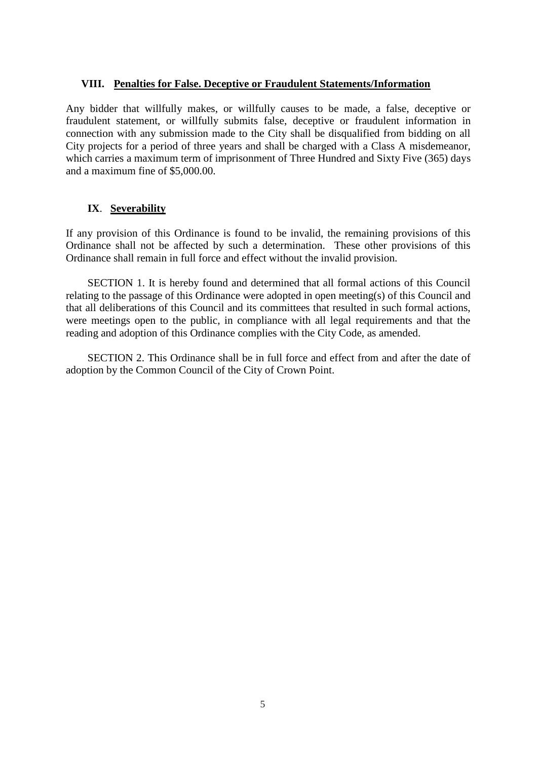### VIII. Penalties for False. Deceptive or Fraudulent Statements/Information

Any bidder that willfully makes, or willfully causes to be made, a false, deceptive or fraudulent statement, or willfully submits false, deceptive or fraudulent information in connection with any submission made to the City shall be disqualified from bidding on all City projects for a period of three years and shall be charged with a Class A misdemeanor, which carries a maximum term of imprisonment of Three Hundred and Sixty Five (365) days and a maximum fine of $5,000.00.

### IX. Severability

If any provision of this Ordinance is found to be invalid, the remaining provisions of this Ordinance shall not be affected by such a determination. These other provisions of this Ordinance shall remain in full force and effect without the invalid provision.

SECTION 1. It is hereby found and determined that all formal actions of this Council relating to the passage of this Ordinance were adopted in open meeting(s) of this Council and that all deliberations of this Council and its committees that resulted in such formal actions, were meetings open to the public, in compliance with all legal requirements and that the reading and adoption of this Ordinance complies with the City Code, as amended.

SECTION 2. This Ordinance shall be in full force and effect from and after the date of adoption by the Common Council of the City of Crown Point.